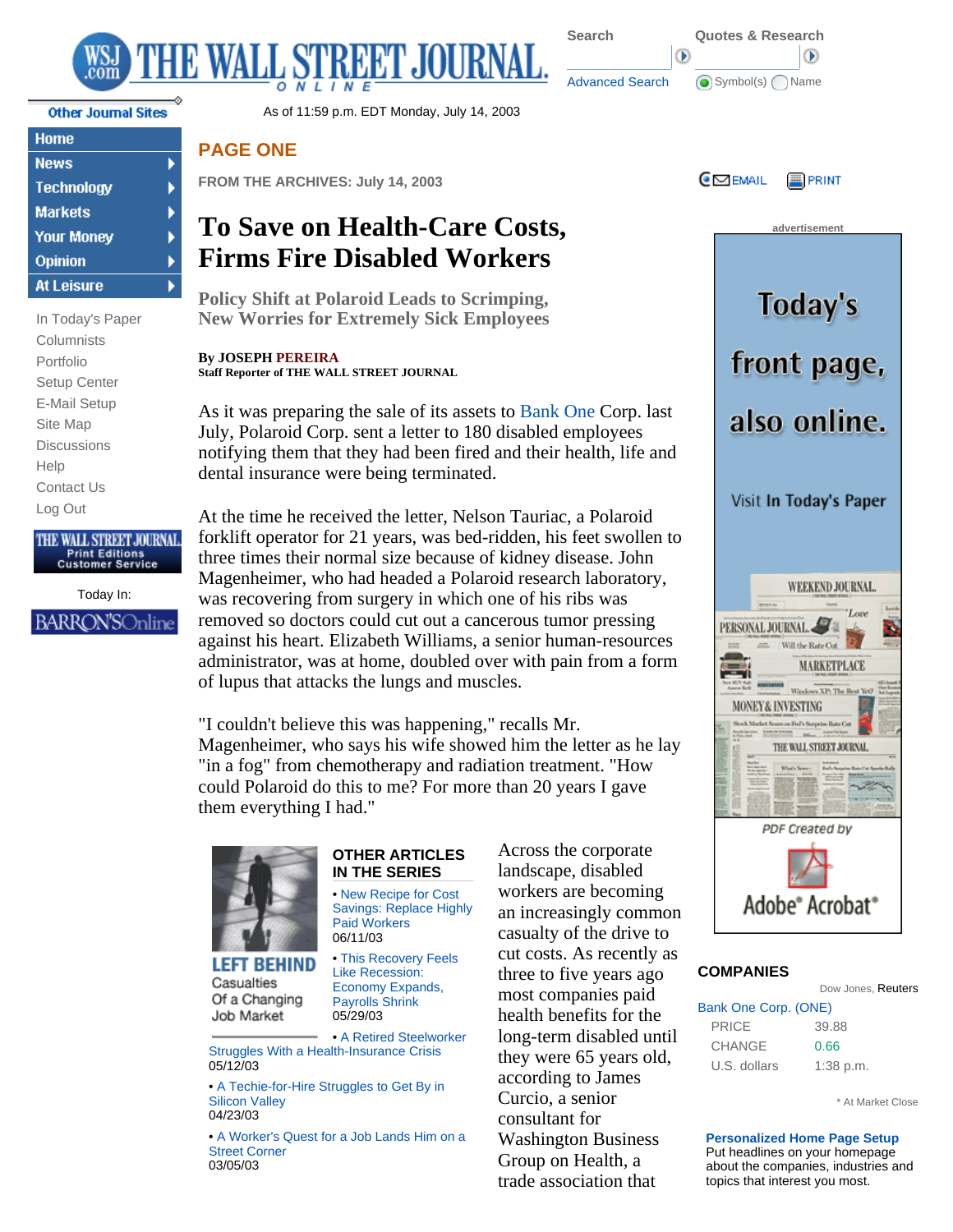As of 11:59 p.m. EDT Monday, July 14, 2003

## PAGE ONE

FROM THE ARCHIVES: July 14, 2003

# To Save on Health-Care Costs, Firms Fire Disabled Workers

### Policy Shift at Polaroid Leads to Scrimping, New Worries for Extremely Sick Employees

**By JOSEPH PEREIRA**
**Staff Reporter of THE WALL STREET JOURNAL**

As it was preparing the sale of its assets to Bank One Corp. last July, Polaroid Corp. sent a letter to 180 disabled employees notifying them that they had been fired and their health, life and dental insurance were being terminated.

At the time he received the letter, Nelson Tauriac, a Polaroid forklift operator for 21 years, was bed-ridden, his feet swollen to three times their normal size because of kidney disease. John Magenheimer, who had headed a Polaroid research laboratory, was recovering from surgery in which one of his ribs was removed so doctors could cut out a cancerous tumor pressing against his heart. Elizabeth Williams, a senior human-resources administrator, was at home, doubled over with pain from a form of lupus that attacks the lungs and muscles.

"I couldn't believe this was happening," recalls Mr. Magenheimer, who says his wife showed him the letter as he lay "in a fog" from chemotherapy and radiation treatment. "How could Polaroid do this to me? For more than 20 years I gave them everything I had."

Across the corporate landscape, disabled workers are becoming an increasingly common casualty of the drive to cut costs. As recently as three to five years ago most companies paid health benefits for the long-term disabled until they were 65 years old, according to James Curcio, a senior consultant for Washington Business Group on Health, a trade association that

**OTHER ARTICLES IN THE SERIES**

LEFT BEHIND
Casualties Of a Changing Job Market

- New Recipe for Cost Savings: Replace Highly Paid Workers
  06/11/03
- This Recovery Feels Like Recession: Economy Expands, Payrolls Shrink
  05/29/03
- A Retired Steelworker Struggles With a Health-Insurance Crisis
  05/12/03
- A Techie-for-Hire Struggles to Get By in Silicon Valley
  04/23/03
- A Worker's Quest for a Job Lands Him on a Street Corner
  03/05/03

**COMPANIES**

Dow Jones, Reuters

Bank One Corp. (ONE)

| | |
|---|---|
| PRICE | 39.88 |
| CHANGE | 0.66 |
| U.S. dollars | 1:38 p.m. |

\* At Market Close

**Personalized Home Page Setup**
Put headlines on your homepage about the companies, industries and topics that interest you most.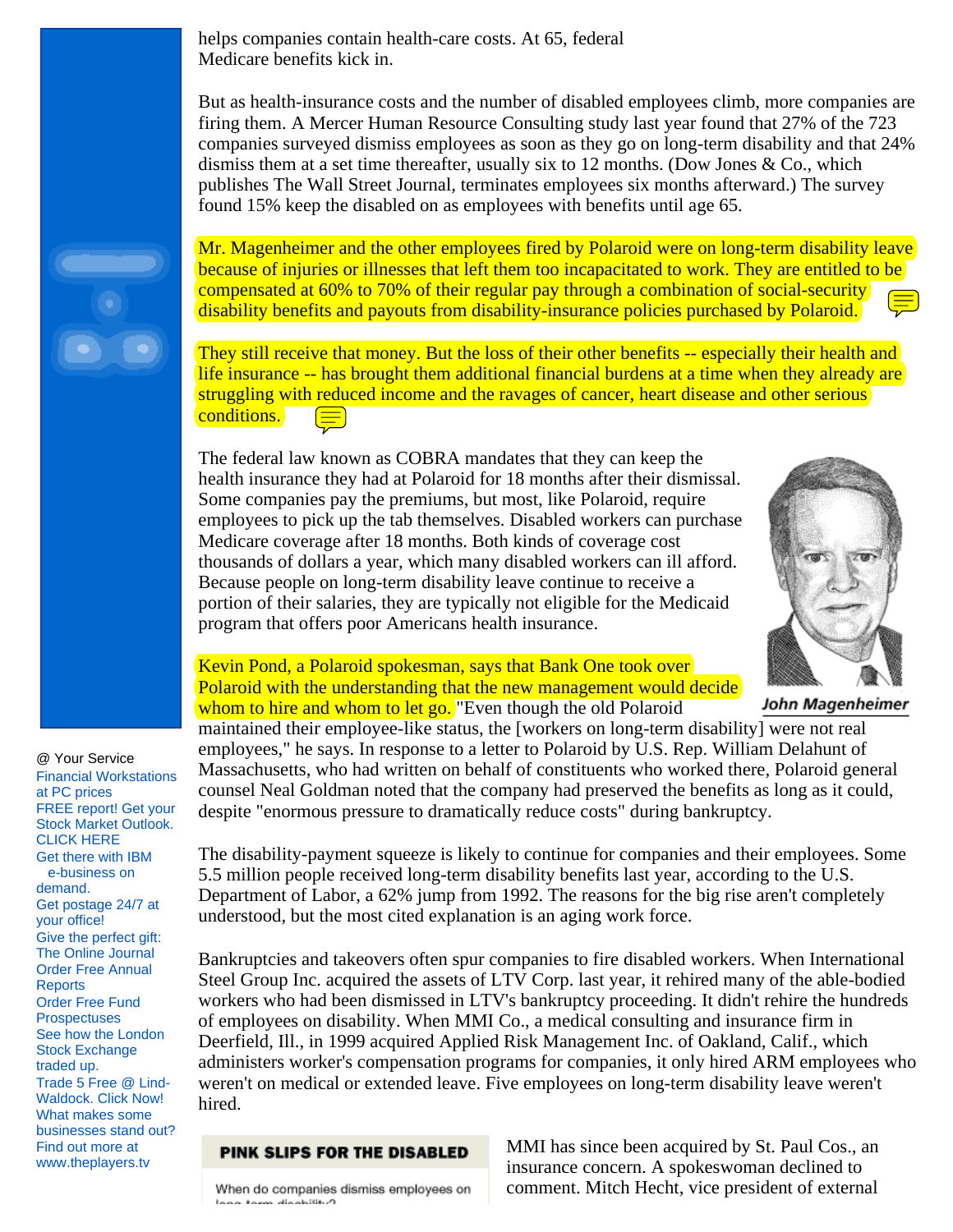helps companies contain health-care costs. At 65, federal Medicare benefits kick in.

But as health-insurance costs and the number of disabled employees climb, more companies are firing them. A Mercer Human Resource Consulting study last year found that 27% of the 723 companies surveyed dismiss employees as soon as they go on long-term disability and that 24% dismiss them at a set time thereafter, usually six to 12 months. (Dow Jones & Co., which publishes The Wall Street Journal, terminates employees six months afterward.) The survey found 15% keep the disabled on as employees with benefits until age 65.

Mr. Magenheimer and the other employees fired by Polaroid were on long-term disability leave because of injuries or illnesses that left them too incapacitated to work. They are entitled to be compensated at 60% to 70% of their regular pay through a combination of social-security disability benefits and payouts from disability-insurance policies purchased by Polaroid.

They still receive that money. But the loss of their other benefits -- especially their health and life insurance -- has brought them additional financial burdens at a time when they already are struggling with reduced income and the ravages of cancer, heart disease and other serious conditions.

The federal law known as COBRA mandates that they can keep the health insurance they had at Polaroid for 18 months after their dismissal. Some companies pay the premiums, but most, like Polaroid, require employees to pick up the tab themselves. Disabled workers can purchase Medicare coverage after 18 months. Both kinds of coverage cost thousands of dollars a year, which many disabled workers can ill afford. Because people on long-term disability leave continue to receive a portion of their salaries, they are typically not eligible for the Medicaid program that offers poor Americans health insurance.

John Magenheimer

Kevin Pond, a Polaroid spokesman, says that Bank One took over Polaroid with the understanding that the new management would decide whom to hire and whom to let go. "Even though the old Polaroid maintained their employee-like status, the [workers on long-term disability] were not real employees," he says. In response to a letter to Polaroid by U.S. Rep. William Delahunt of Massachusetts, who had written on behalf of constituents who worked there, Polaroid general counsel Neal Goldman noted that the company had preserved the benefits as long as it could, despite "enormous pressure to dramatically reduce costs" during bankruptcy.

The disability-payment squeeze is likely to continue for companies and their employees. Some 5.5 million people received long-term disability benefits last year, according to the U.S. Department of Labor, a 62% jump from 1992. The reasons for the big rise aren't completely understood, but the most cited explanation is an aging work force.

Bankruptcies and takeovers often spur companies to fire disabled workers. When International Steel Group Inc. acquired the assets of LTV Corp. last year, it rehired many of the able-bodied workers who had been dismissed in LTV's bankruptcy proceeding. It didn't rehire the hundreds of employees on disability. When MMI Co., a medical consulting and insurance firm in Deerfield, Ill., in 1999 acquired Applied Risk Management Inc. of Oakland, Calif., which administers worker's compensation programs for companies, it only hired ARM employees who weren't on medical or extended leave. Five employees on long-term disability leave weren't hired.

**PINK SLIPS FOR THE DISABLED**

When do companies dismiss employees on long-term disability?

MMI has since been acquired by St. Paul Cos., an insurance concern. A spokeswoman declined to comment. Mitch Hecht, vice president of external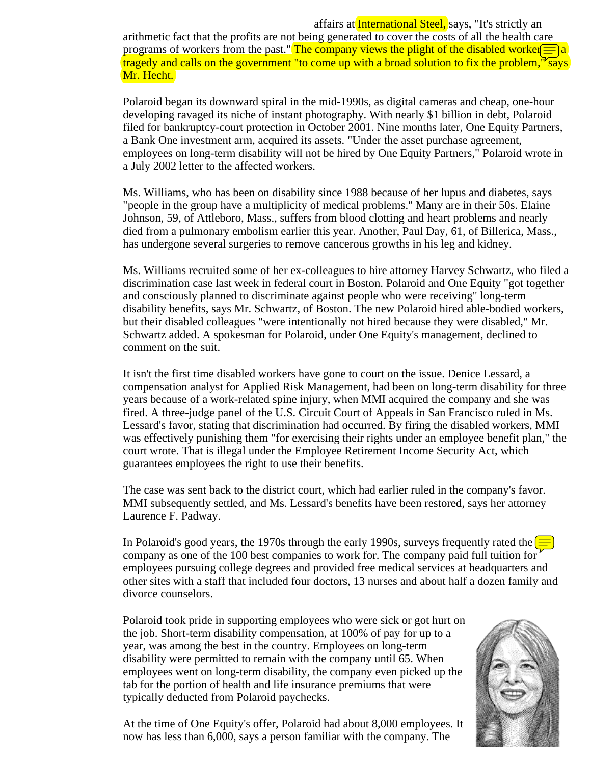affairs at International Steel, says, "It's strictly an arithmetic fact that the profits are not being generated to cover the costs of all the health care programs of workers from the past." The company views the plight of the disabled worker a tragedy and calls on the government "to come up with a broad solution to fix the problem," says Mr. Hecht.

Polaroid began its downward spiral in the mid-1990s, as digital cameras and cheap, one-hour developing ravaged its niche of instant photography. With nearly $1 billion in debt, Polaroid filed for bankruptcy-court protection in October 2001. Nine months later, One Equity Partners, a Bank One investment arm, acquired its assets. "Under the asset purchase agreement, employees on long-term disability will not be hired by One Equity Partners," Polaroid wrote in a July 2002 letter to the affected workers.

Ms. Williams, who has been on disability since 1988 because of her lupus and diabetes, says "people in the group have a multiplicity of medical problems." Many are in their 50s. Elaine Johnson, 59, of Attleboro, Mass., suffers from blood clotting and heart problems and nearly died from a pulmonary embolism earlier this year. Another, Paul Day, 61, of Billerica, Mass., has undergone several surgeries to remove cancerous growths in his leg and kidney.

Ms. Williams recruited some of her ex-colleagues to hire attorney Harvey Schwartz, who filed a discrimination case last week in federal court in Boston. Polaroid and One Equity "got together and consciously planned to discriminate against people who were receiving" long-term disability benefits, says Mr. Schwartz, of Boston. The new Polaroid hired able-bodied workers, but their disabled colleagues "were intentionally not hired because they were disabled," Mr. Schwartz added. A spokesman for Polaroid, under One Equity's management, declined to comment on the suit.

It isn't the first time disabled workers have gone to court on the issue. Denice Lessard, a compensation analyst for Applied Risk Management, had been on long-term disability for three years because of a work-related spine injury, when MMI acquired the company and she was fired. A three-judge panel of the U.S. Circuit Court of Appeals in San Francisco ruled in Ms. Lessard's favor, stating that discrimination had occurred. By firing the disabled workers, MMI was effectively punishing them "for exercising their rights under an employee benefit plan," the court wrote. That is illegal under the Employee Retirement Income Security Act, which guarantees employees the right to use their benefits.

The case was sent back to the district court, which had earlier ruled in the company's favor. MMI subsequently settled, and Ms. Lessard's benefits have been restored, says her attorney Laurence F. Padway.

In Polaroid's good years, the 1970s through the early 1990s, surveys frequently rated the company as one of the 100 best companies to work for. The company paid full tuition for employees pursuing college degrees and provided free medical services at headquarters and other sites with a staff that included four doctors, 13 nurses and about half a dozen family and divorce counselors.

Polaroid took pride in supporting employees who were sick or got hurt on the job. Short-term disability compensation, at 100% of pay for up to a year, was among the best in the country. Employees on long-term disability were permitted to remain with the company until 65. When employees went on long-term disability, the company even picked up the tab for the portion of health and life insurance premiums that were typically deducted from Polaroid paychecks.

At the time of One Equity's offer, Polaroid had about 8,000 employees. It now has less than 6,000, says a person familiar with the company. The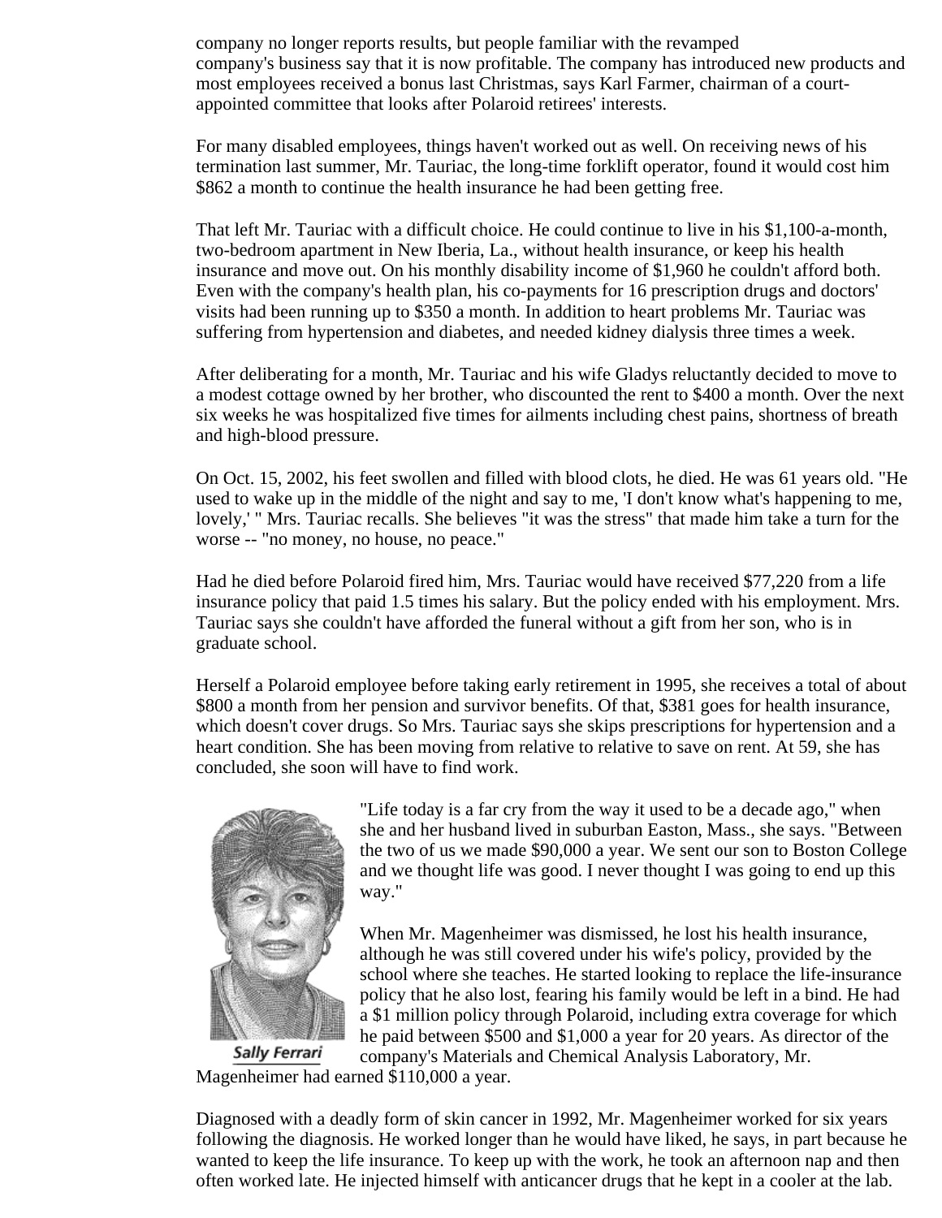company no longer reports results, but people familiar with the revamped company's business say that it is now profitable. The company has introduced new products and most employees received a bonus last Christmas, says Karl Farmer, chairman of a court-appointed committee that looks after Polaroid retirees' interests.

For many disabled employees, things haven't worked out as well. On receiving news of his termination last summer, Mr. Tauriac, the long-time forklift operator, found it would cost him $862 a month to continue the health insurance he had been getting free.

That left Mr. Tauriac with a difficult choice. He could continue to live in his $1,100-a-month, two-bedroom apartment in New Iberia, La., without health insurance, or keep his health insurance and move out. On his monthly disability income of $1,960 he couldn't afford both. Even with the company's health plan, his co-payments for 16 prescription drugs and doctors' visits had been running up to $350 a month. In addition to heart problems Mr. Tauriac was suffering from hypertension and diabetes, and needed kidney dialysis three times a week.

After deliberating for a month, Mr. Tauriac and his wife Gladys reluctantly decided to move to a modest cottage owned by her brother, who discounted the rent to $400 a month. Over the next six weeks he was hospitalized five times for ailments including chest pains, shortness of breath and high-blood pressure.

On Oct. 15, 2002, his feet swollen and filled with blood clots, he died. He was 61 years old. "He used to wake up in the middle of the night and say to me, 'I don't know what's happening to me, lovely,' " Mrs. Tauriac recalls. She believes "it was the stress" that made him take a turn for the worse -- "no money, no house, no peace."

Had he died before Polaroid fired him, Mrs. Tauriac would have received $77,220 from a life insurance policy that paid 1.5 times his salary. But the policy ended with his employment. Mrs. Tauriac says she couldn't have afforded the funeral without a gift from her son, who is in graduate school.

Herself a Polaroid employee before taking early retirement in 1995, she receives a total of about $800 a month from her pension and survivor benefits. Of that, $381 goes for health insurance, which doesn't cover drugs. So Mrs. Tauriac says she skips prescriptions for hypertension and a heart condition. She has been moving from relative to relative to save on rent. At 59, she has concluded, she soon will have to find work.

Sally Ferrari

"Life today is a far cry from the way it used to be a decade ago," when she and her husband lived in suburban Easton, Mass., she says. "Between the two of us we made $90,000 a year. We sent our son to Boston College and we thought life was good. I never thought I was going to end up this way."

When Mr. Magenheimer was dismissed, he lost his health insurance, although he was still covered under his wife's policy, provided by the school where she teaches. He started looking to replace the life-insurance policy that he also lost, fearing his family would be left in a bind. He had a $1 million policy through Polaroid, including extra coverage for which he paid between $500 and $1,000 a year for 20 years. As director of the company's Materials and Chemical Analysis Laboratory, Mr. Magenheimer had earned $110,000 a year.

Diagnosed with a deadly form of skin cancer in 1992, Mr. Magenheimer worked for six years following the diagnosis. He worked longer than he would have liked, he says, in part because he wanted to keep the life insurance. To keep up with the work, he took an afternoon nap and then often worked late. He injected himself with anticancer drugs that he kept in a cooler at the lab.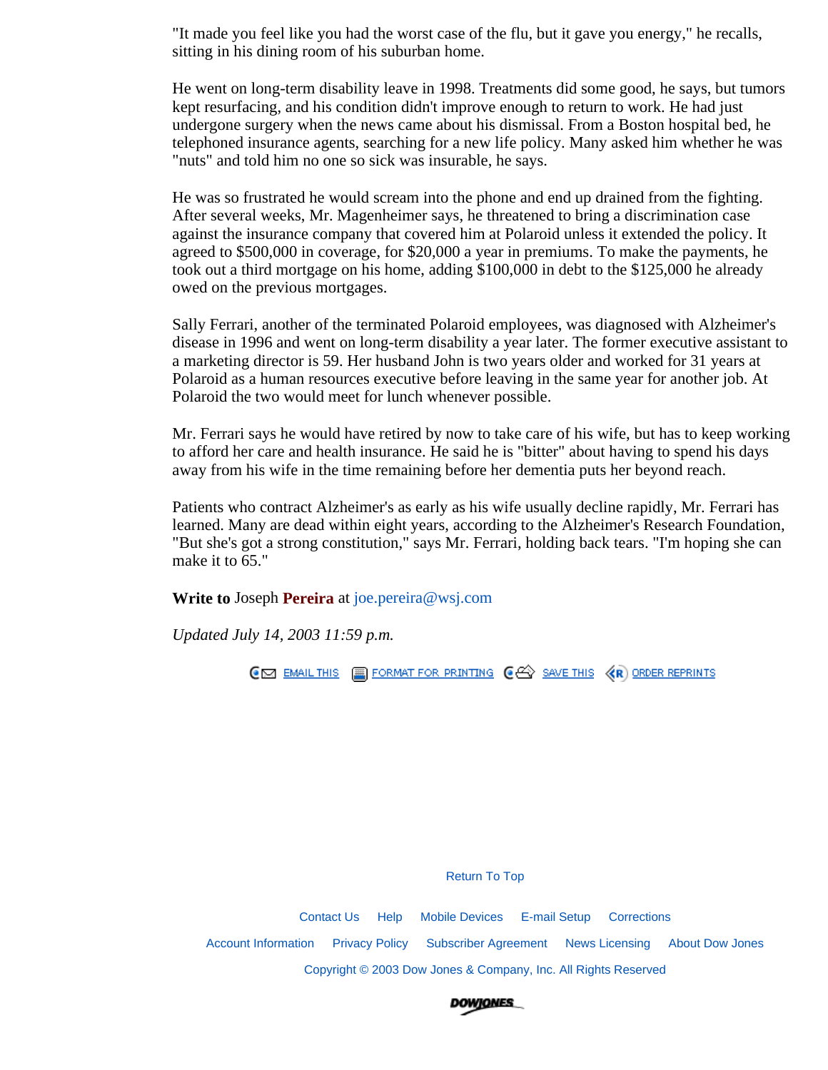"It made you feel like you had the worst case of the flu, but it gave you energy," he recalls, sitting in his dining room of his suburban home.

He went on long-term disability leave in 1998. Treatments did some good, he says, but tumors kept resurfacing, and his condition didn't improve enough to return to work. He had just undergone surgery when the news came about his dismissal. From a Boston hospital bed, he telephoned insurance agents, searching for a new life policy. Many asked him whether he was "nuts" and told him no one so sick was insurable, he says.

He was so frustrated he would scream into the phone and end up drained from the fighting. After several weeks, Mr. Magenheimer says, he threatened to bring a discrimination case against the insurance company that covered him at Polaroid unless it extended the policy. It agreed to $500,000 in coverage, for $20,000 a year in premiums. To make the payments, he took out a third mortgage on his home, adding $100,000 in debt to the $125,000 he already owed on the previous mortgages.

Sally Ferrari, another of the terminated Polaroid employees, was diagnosed with Alzheimer's disease in 1996 and went on long-term disability a year later. The former executive assistant to a marketing director is 59. Her husband John is two years older and worked for 31 years at Polaroid as a human resources executive before leaving in the same year for another job. At Polaroid the two would meet for lunch whenever possible.

Mr. Ferrari says he would have retired by now to take care of his wife, but has to keep working to afford her care and health insurance. He said he is "bitter" about having to spend his days away from his wife in the time remaining before her dementia puts her beyond reach.

Patients who contract Alzheimer's as early as his wife usually decline rapidly, Mr. Ferrari has learned. Many are dead within eight years, according to the Alzheimer's Research Foundation, "But she's got a strong constitution," says Mr. Ferrari, holding back tears. "I'm hoping she can make it to 65."

**Write to** Joseph **Pereira** at joe.pereira@wsj.com

*Updated July 14, 2003 11:59 p.m.*

EMAIL THIS FORMAT FOR PRINTING SAVE THIS ORDER REPRINTS

Return To Top

Contact Us Help Mobile Devices E-mail Setup Corrections

Account Information Privacy Policy Subscriber Agreement News Licensing About Dow Jones

Copyright © 2003 Dow Jones & Company, Inc. All Rights Reserved

DOWJONES